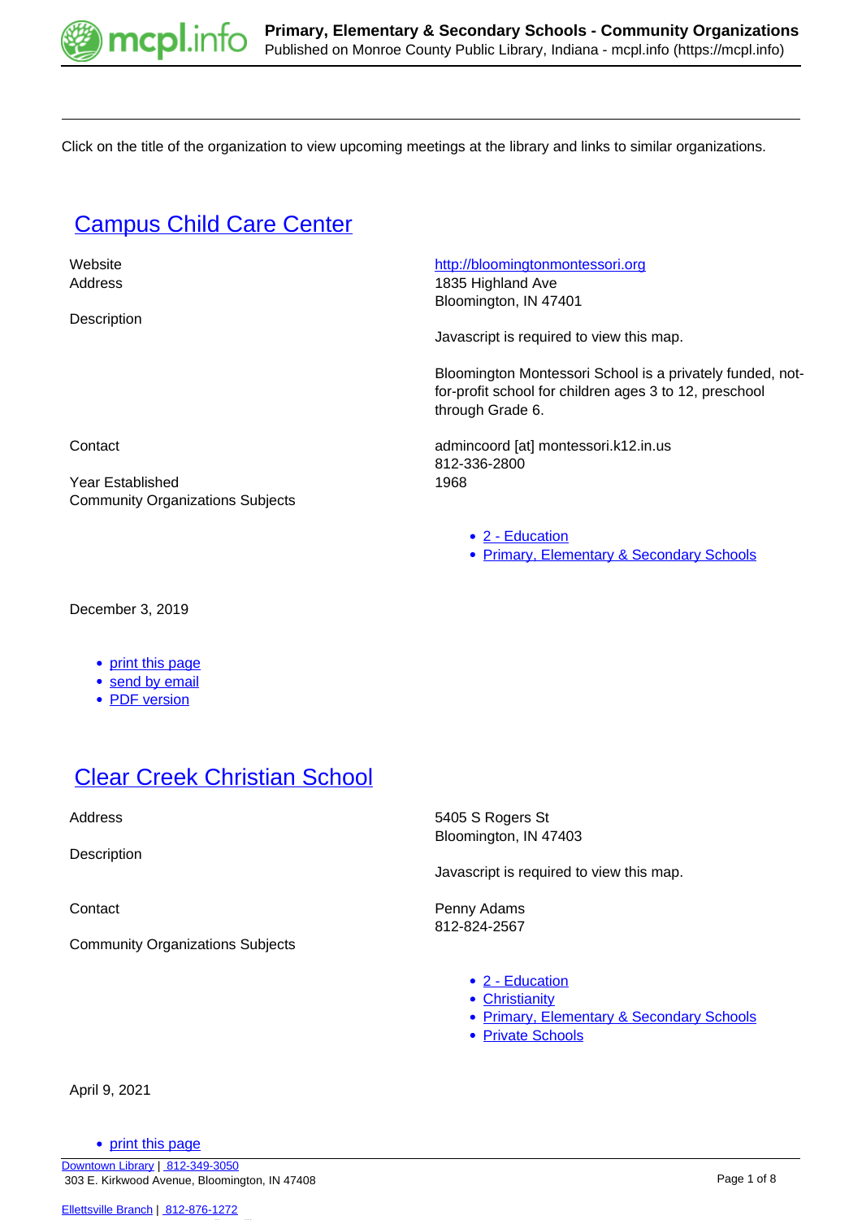Click on the title of the organization to view upcoming meetings at the library and links to similar organizations.

## Campus Child Care Center

Website: http://bloomingtonmontessori.org

Address: 1835 Highland Ave
Bloomington, IN 47401

Description:

Javascript is required to view this map.

Bloomington Montessori School is a privately funded, not-for-profit school for children ages 3 to 12, preschool through Grade 6.

Contact: admincoord [at] montessori.k12.in.us
812-336-2800

Year Established: 1968

Community Organizations Subjects:

- 2 - Education
- Primary, Elementary & Secondary Schools

December 3, 2019

- print this page
- send by email
- PDF version

## Clear Creek Christian School

Address: 5405 S Rogers St
Bloomington, IN 47403

Description:

Javascript is required to view this map.

Contact: Penny Adams
812-824-2567

Community Organizations Subjects:

- 2 - Education
- Christianity
- Primary, Elementary & Secondary Schools
- Private Schools

April 9, 2021

- print this page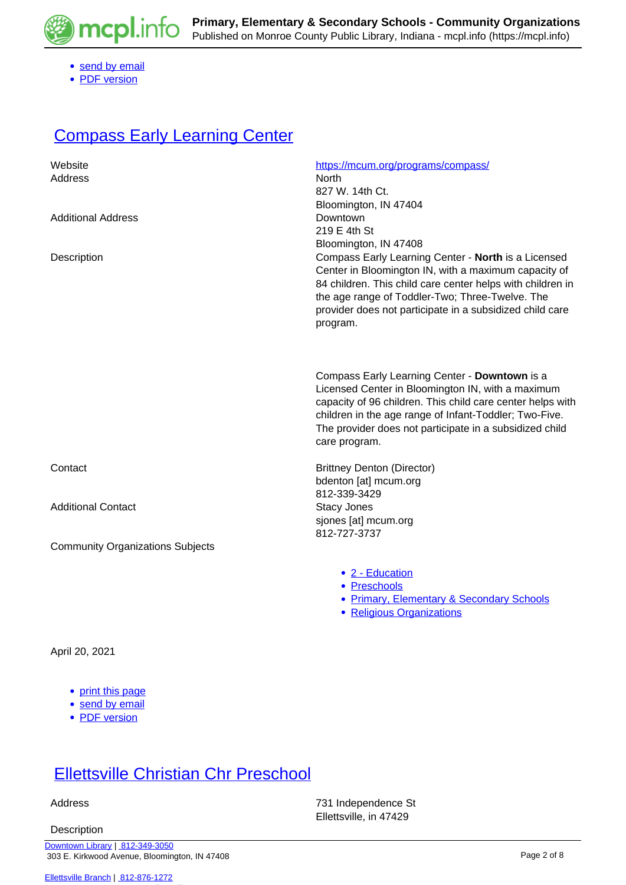- send by email
- PDF version

## Compass Early Learning Center

| | |
|---|---|
| Website | https://mcum.org/programs/compass/ |
| Address | North<br>827 W. 14th Ct.<br>Bloomington, IN 47404 |
| Additional Address | Downtown<br>219 E 4th St<br>Bloomington, IN 47408 |
| Description | Compass Early Learning Center - **North** is a Licensed Center in Bloomington IN, with a maximum capacity of 84 children. This child care center helps with children in the age range of Toddler-Two; Three-Twelve. The provider does not participate in a subsidized child care program.<br><br>Compass Early Learning Center - **Downtown** is a Licensed Center in Bloomington IN, with a maximum capacity of 96 children. This child care center helps with children in the age range of Infant-Toddler; Two-Five. The provider does not participate in a subsidized child care program. |
| Contact | Brittney Denton (Director)<br>bdenton [at] mcum.org<br>812-339-3429 |
| Additional Contact | Stacy Jones<br>sjones [at] mcum.org<br>812-727-3737 |
| Community Organizations Subjects | |

- 2 - Education
- Preschools
- Primary, Elementary & Secondary Schools
- Religious Organizations

April 20, 2021

- print this page
- send by email
- PDF version

## Ellettsville Christian Chr Preschool

| | |
|---|---|
| Address | 731 Independence St<br>Ellettsville, in 47429 |
| Description | |

Downtown Library | 812-349-3050
303 E. Kirkwood Avenue, Bloomington, IN 47408

Ellettsville Branch | 812-876-1272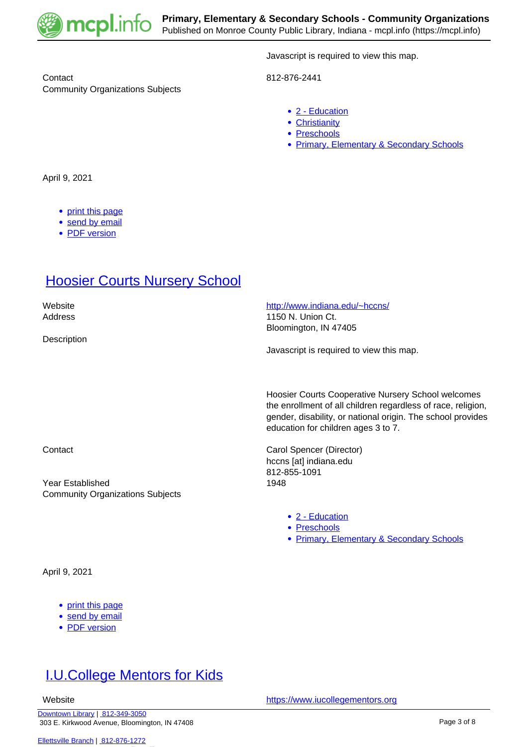Javascript is required to view this map.

| | |
|---|---|
| Contact | 812-876-2441 |
| Community Organizations Subjects | |

- [2 - Education]
- [Christianity]
- [Preschools]
- [Primary, Elementary & Secondary Schools]

April 9, 2021

- print this page
- send by email
- PDF version

## Hoosier Courts Nursery School

| | |
|---|---|
| Website | http://www.indiana.edu/~hccns/ |
| Address | 1150 N. Union Ct.<br>Bloomington, IN 47405 |
| Description | Javascript is required to view this map.<br><br>Hoosier Courts Cooperative Nursery School welcomes the enrollment of all children regardless of race, religion, gender, disability, or national origin. The school provides education for children ages 3 to 7. |
| Contact | Carol Spencer (Director)<br>hccns [at] indiana.edu<br>812-855-1091 |
| Year Established | 1948 |
| Community Organizations Subjects | |

- 2 - Education
- Preschools
- Primary, Elementary & Secondary Schools

April 9, 2021

- print this page
- send by email
- PDF version

## I.U.College Mentors for Kids

| | |
|---|---|
| Website | https://www.iucollegementors.org |

Downtown Library | 812-349-3050
303 E. Kirkwood Avenue, Bloomington, IN 47408

Ellettsville Branch | 812-876-1272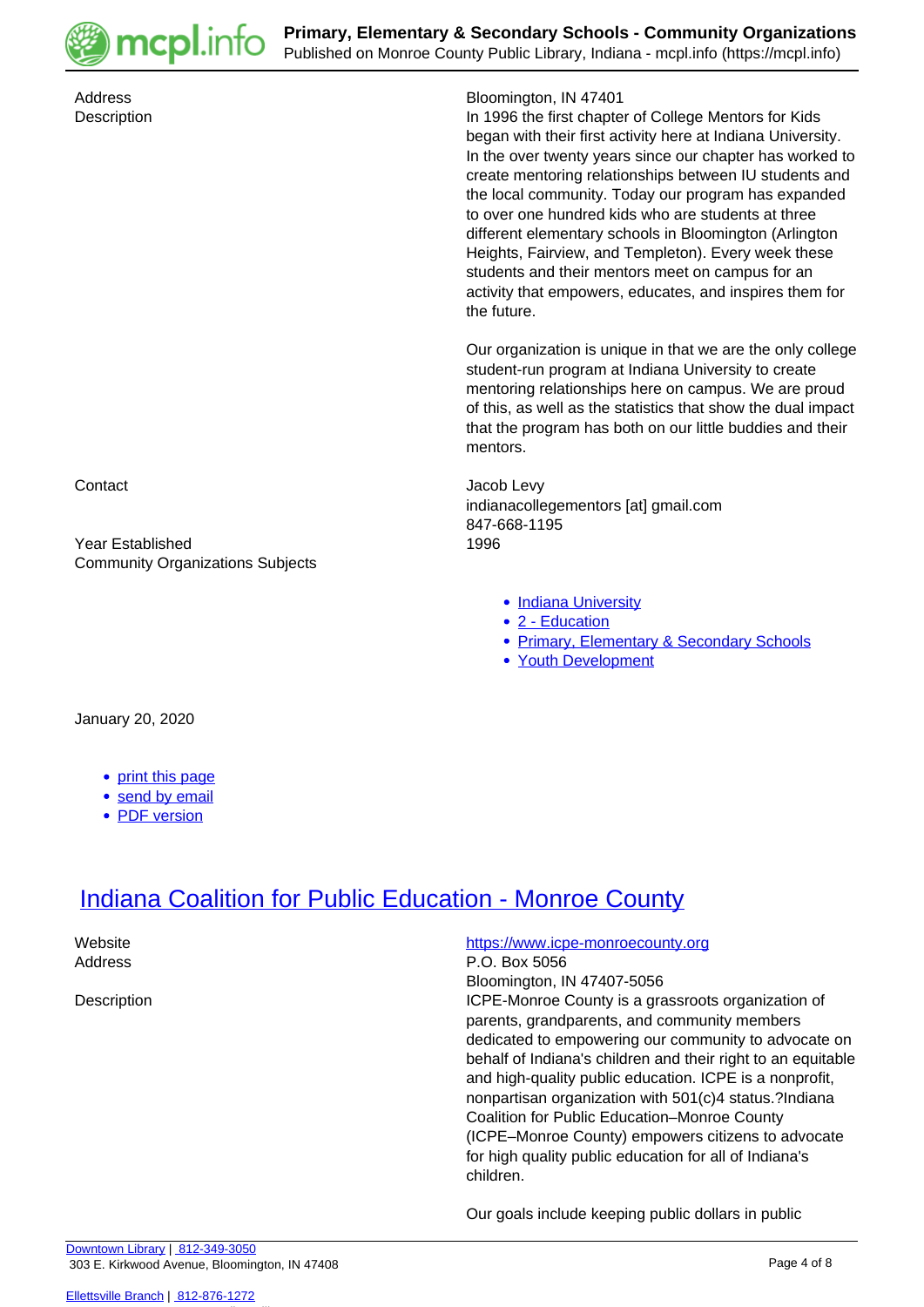Address
Bloomington, IN 47401

Description
In 1996 the first chapter of College Mentors for Kids began with their first activity here at Indiana University. In the over twenty years since our chapter has worked to create mentoring relationships between IU students and the local community. Today our program has expanded to over one hundred kids who are students at three different elementary schools in Bloomington (Arlington Heights, Fairview, and Templeton). Every week these students and their mentors meet on campus for an activity that empowers, educates, and inspires them for the future.

Our organization is unique in that we are the only college student-run program at Indiana University to create mentoring relationships here on campus. We are proud of this, as well as the statistics that show the dual impact that the program has both on our little buddies and their mentors.

Contact
Jacob Levy
indianacollegementors [at] gmail.com
847-668-1195

Year Established
1996

Community Organizations Subjects

- Indiana University
- 2 - Education
- Primary, Elementary & Secondary Schools
- Youth Development

January 20, 2020

- print this page
- send by email
- PDF version

## Indiana Coalition for Public Education - Monroe County

Website
https://www.icpe-monroecounty.org

Address
P.O. Box 5056
Bloomington, IN 47407-5056

Description
ICPE-Monroe County is a grassroots organization of parents, grandparents, and community members dedicated to empowering our community to advocate on behalf of Indiana's children and their right to an equitable and high-quality public education. ICPE is a nonprofit, nonpartisan organization with 501(c)4 status.?Indiana Coalition for Public Education–Monroe County (ICPE–Monroe County) empowers citizens to advocate for high quality public education for all of Indiana's children.

Our goals include keeping public dollars in public

Downtown Library | 812-349-3050
303 E. Kirkwood Avenue, Bloomington, IN 47408

Ellettsville Branch | 812-876-1272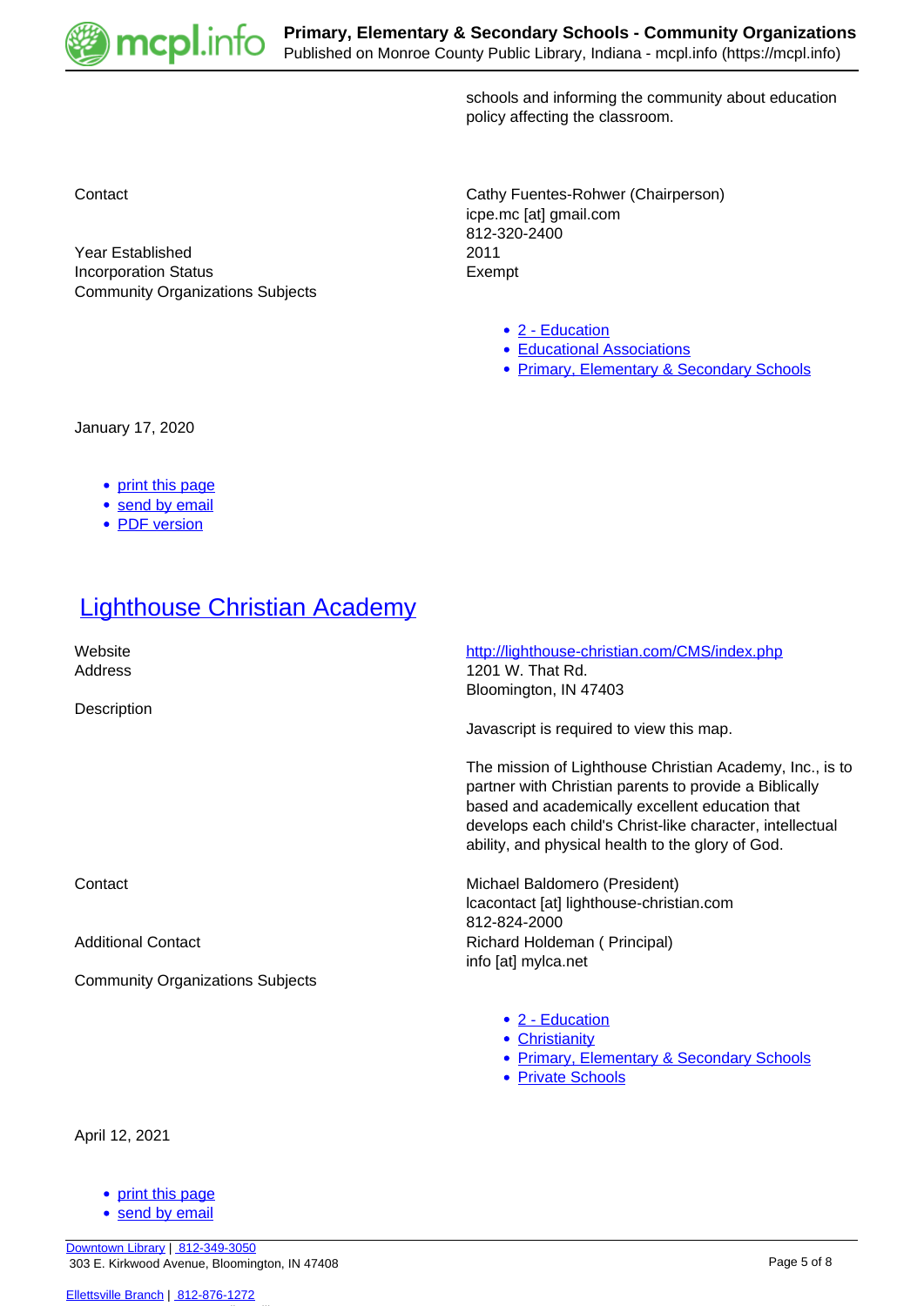schools and informing the community about education policy affecting the classroom.

| | |
|---|---|
| Contact | Cathy Fuentes-Rohwer (Chairperson)<br>icpe.mc [at] gmail.com<br>812-320-2400 |
| Year Established | 2011 |
| Incorporation Status | Exempt |
| Community Organizations Subjects | <ul><li>2 - Education</li><li>Educational Associations</li><li>Primary, Elementary & Secondary Schools</li></ul> |

January 17, 2020

- print this page
- send by email
- PDF version

## Lighthouse Christian Academy

| | |
|---|---|
| Website | http://lighthouse-christian.com/CMS/index.php |
| Address | 1201 W. That Rd.<br>Bloomington, IN 47403 |
| Description | Javascript is required to view this map.<br><br>The mission of Lighthouse Christian Academy, Inc., is to partner with Christian parents to provide a Biblically based and academically excellent education that develops each child's Christ-like character, intellectual ability, and physical health to the glory of God. |
| Contact | Michael Baldomero (President)<br>lcacontact [at] lighthouse-christian.com<br>812-824-2000 |
| Additional Contact | Richard Holdeman ( Principal)<br>info [at] mylca.net |
| Community Organizations Subjects | <ul><li>2 - Education</li><li>Christianity</li><li>Primary, Elementary & Secondary Schools</li><li>Private Schools</li></ul> |

April 12, 2021

- print this page
- send by email

Downtown Library | 812-349-3050
303 E. Kirkwood Avenue, Bloomington, IN 47408

Ellettsville Branch | 812-876-1272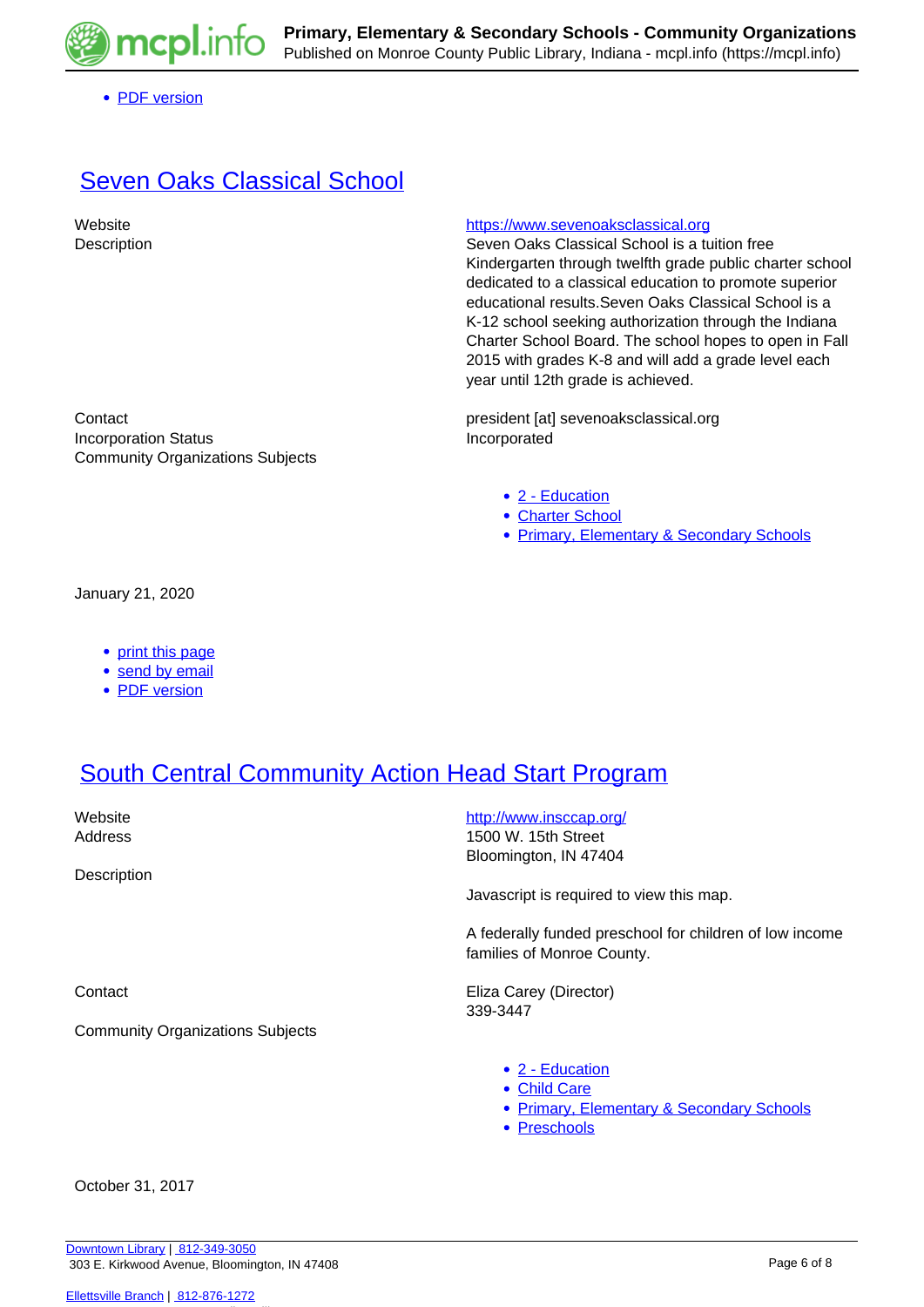- PDF version

# Seven Oaks Classical School

| | |
|---|---|
| Website | https://www.sevenoaksclassical.org |
| Description | Seven Oaks Classical School is a tuition free Kindergarten through twelfth grade public charter school dedicated to a classical education to promote superior educational results.Seven Oaks Classical School is a K-12 school seeking authorization through the Indiana Charter School Board. The school hopes to open in Fall 2015 with grades K-8 and will add a grade level each year until 12th grade is achieved. |
| Contact | president [at] sevenoaksclassical.org |
| Incorporation Status | Incorporated |
| Community Organizations Subjects | 2 - Education; Charter School; Primary, Elementary & Secondary Schools |

January 21, 2020

- print this page
- send by email
- PDF version

# South Central Community Action Head Start Program

| | |
|---|---|
| Website | http://www.insccap.org/ |
| Address | 1500 W. 15th Street<br>Bloomington, IN 47404 |
| Description | Javascript is required to view this map.<br><br>A federally funded preschool for children of low income families of Monroe County. |
| Contact | Eliza Carey (Director)<br>339-3447 |
| Community Organizations Subjects | 2 - Education; Child Care; Primary, Elementary & Secondary Schools; Preschools |

October 31, 2017

Downtown Library | 812-349-3050
303 E. Kirkwood Avenue, Bloomington, IN 47408

Ellettsville Branch | 812-876-1272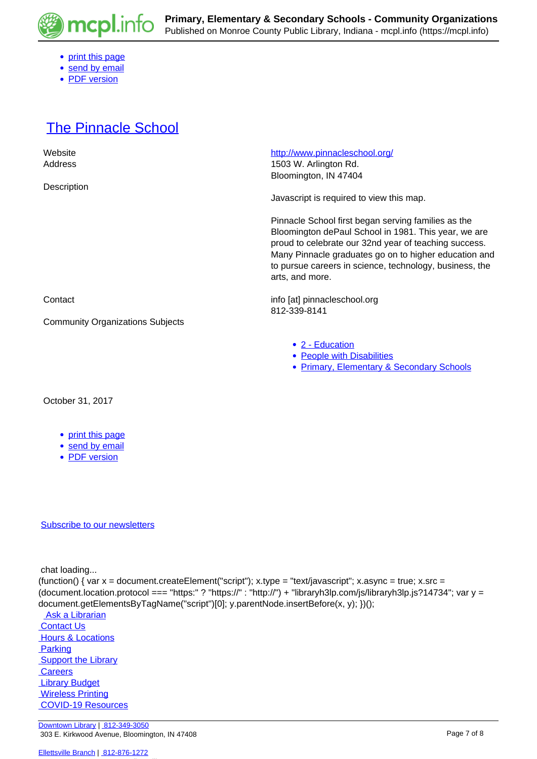- print this page
- send by email
- PDF version

# The Pinnacle School

| | |
|---|---|
| Website | http://www.pinnacleschool.org/ |
| Address | 1503 W. Arlington Rd.<br>Bloomington, IN 47404 |
| Description | Javascript is required to view this map.<br><br>Pinnacle School first began serving families as the Bloomington dePaul School in 1981. This year, we are proud to celebrate our 32nd year of teaching success. Many Pinnacle graduates go on to higher education and to pursue careers in science, technology, business, the arts, and more. |
| Contact | info [at] pinnacleschool.org<br>812-339-8141 |
| Community Organizations Subjects | • 2 - Education<br>• People with Disabilities<br>• Primary, Elementary & Secondary Schools |

October 31, 2017

- print this page
- send by email
- PDF version

Subscribe to our newsletters

chat loading...

```
(function() { var x = document.createElement("script"); x.type = "text/javascript"; x.async = true; x.src = (document.location.protocol === "https:" ? "https://" : "http://") + "libraryh3lp.com/js/libraryh3lp.js?14734"; var y = document.getElementsByTagName("script")[0]; y.parentNode.insertBefore(x, y); })();
```

Ask a Librarian
Contact Us
Hours & Locations
Parking
Support the Library
Careers
Library Budget
Wireless Printing
COVID-19 Resources

Downtown Library | 812-349-3050
303 E. Kirkwood Avenue, Bloomington, IN 47408

Ellettsville Branch | 812-876-1272